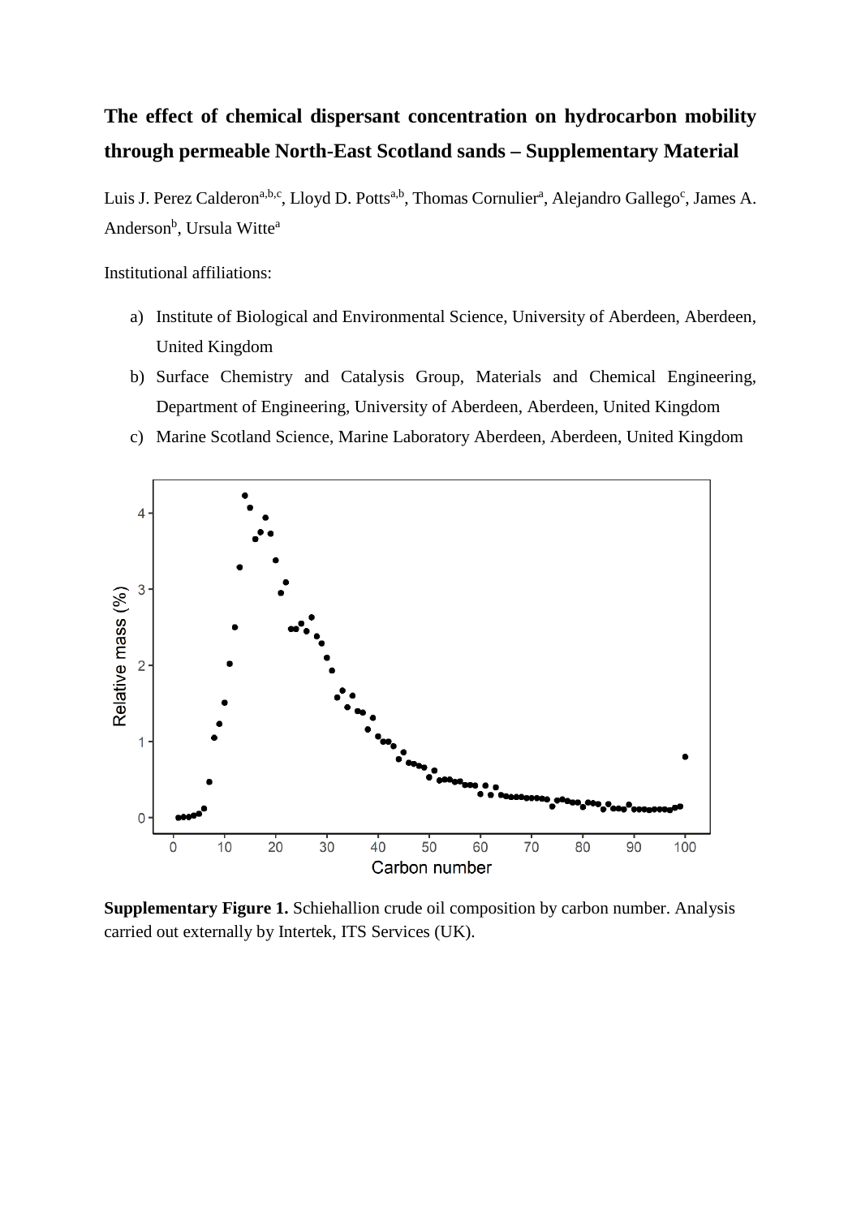# The effect of chemical dispersant concentration on hydrocarbon mobility through permeable North-East Scotland sands – Supplementary Material

Luis J. Perez Calderon[a,b,c], Lloyd D. Potts[a,b], Thomas Cornulier[a], Alejandro Gallego[c], James A. Anderson[b], Ursula Witte[a]

Institutional affiliations:

a) Institute of Biological and Environmental Science, University of Aberdeen, Aberdeen, United Kingdom
b) Surface Chemistry and Catalysis Group, Materials and Chemical Engineering, Department of Engineering, University of Aberdeen, Aberdeen, United Kingdom
c) Marine Scotland Science, Marine Laboratory Aberdeen, Aberdeen, United Kingdom

**Supplementary Figure 1.** Schiehallion crude oil composition by carbon number. Analysis carried out externally by Intertek, ITS Services (UK).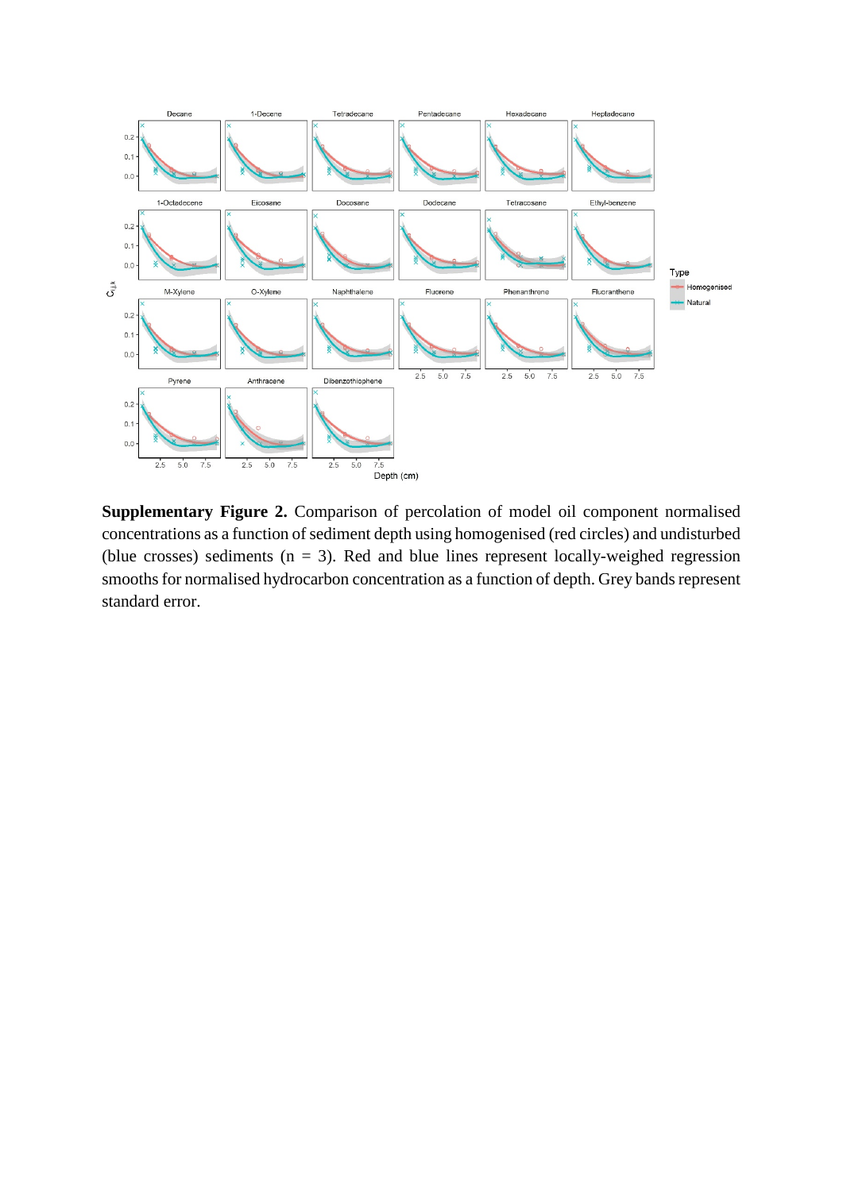**Supplementary Figure 2.** Comparison of percolation of model oil component normalised concentrations as a function of sediment depth using homogenised (red circles) and undisturbed (blue crosses) sediments (n = 3). Red and blue lines represent locally-weighed regression smooths for normalised hydrocarbon concentration as a function of depth. Grey bands represent standard error.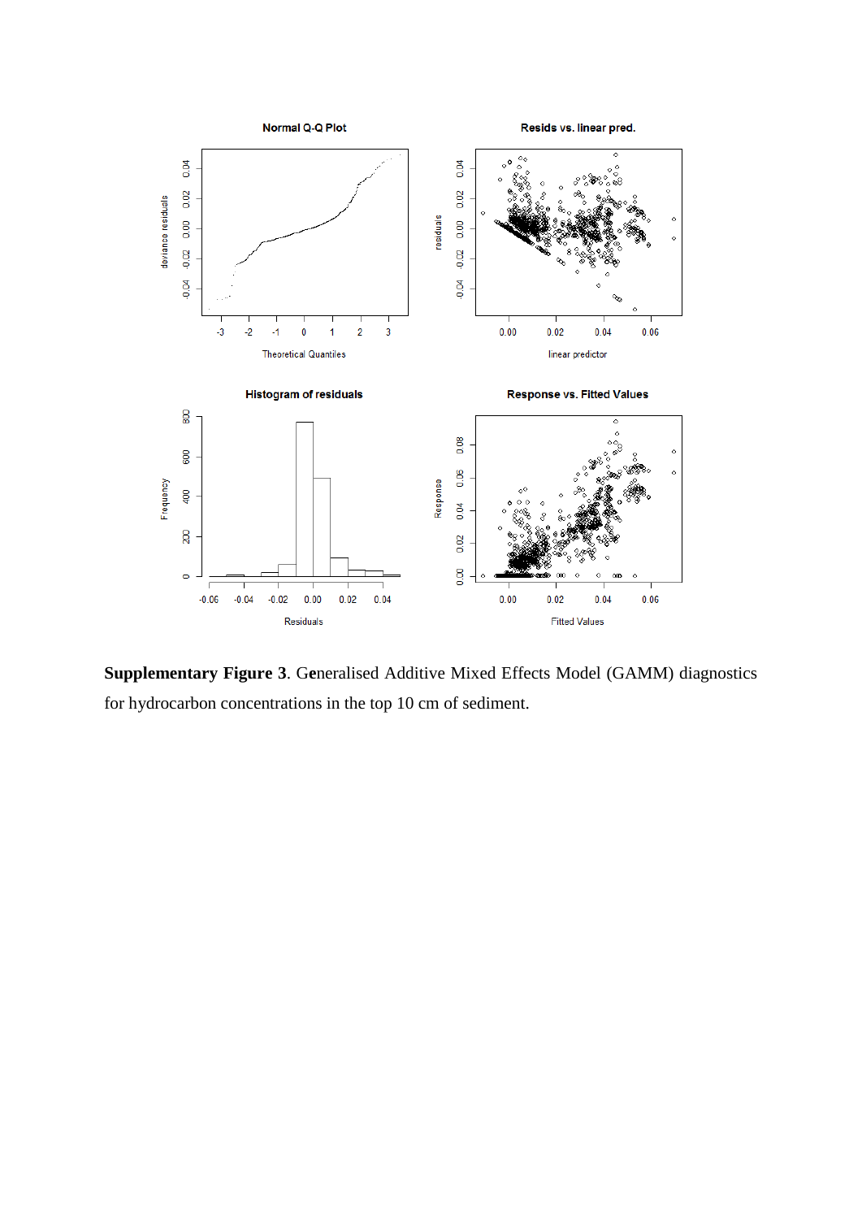**Supplementary Figure 3**. Generalised Additive Mixed Effects Model (GAMM) diagnostics for hydrocarbon concentrations in the top 10 cm of sediment.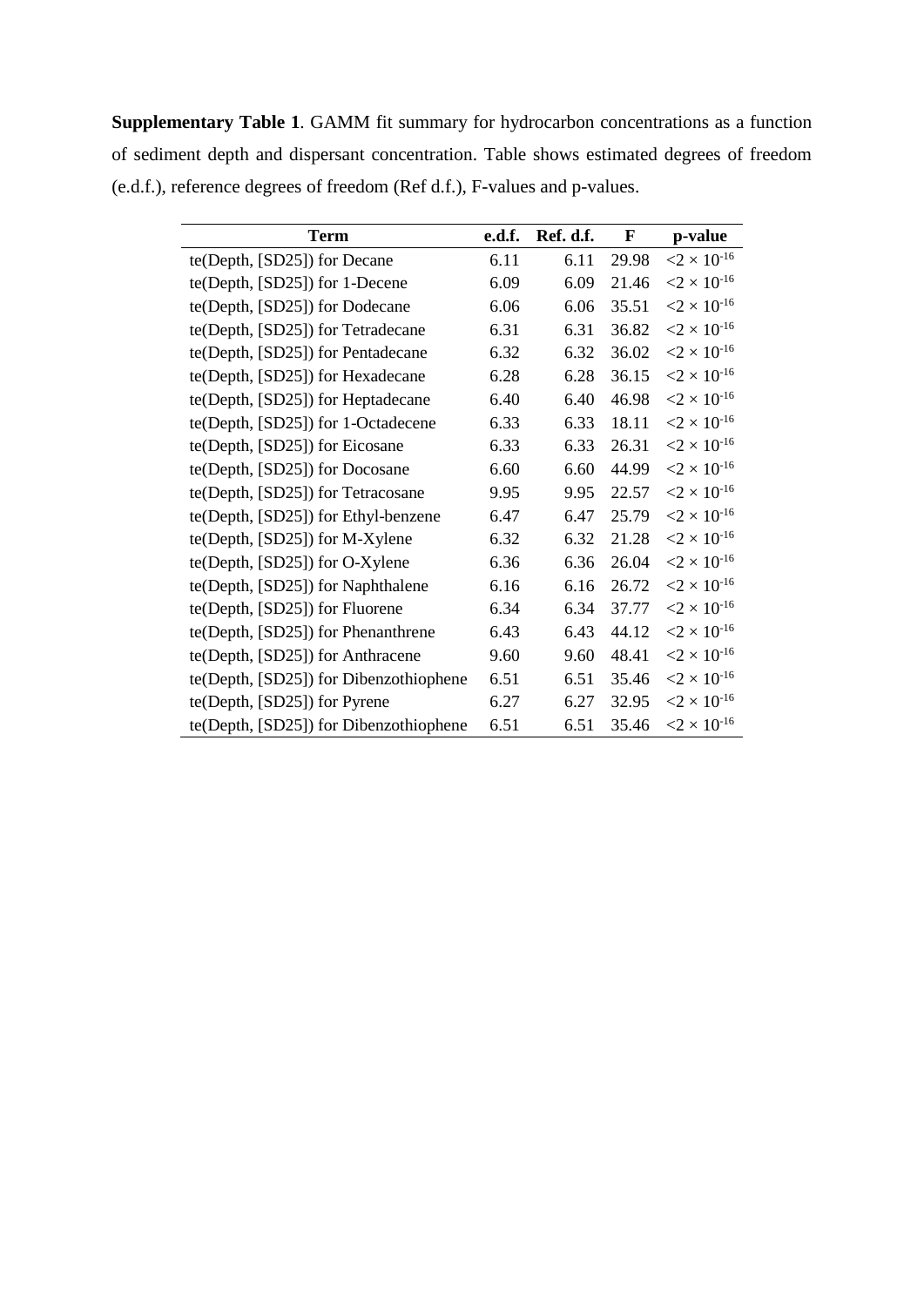**Supplementary Table 1**. GAMM fit summary for hydrocarbon concentrations as a function of sediment depth and dispersant concentration. Table shows estimated degrees of freedom (e.d.f.), reference degrees of freedom (Ref d.f.), F-values and p-values.

| Term | e.d.f. | Ref. d.f. | F | p-value |
|---|---|---|---|---|
| te(Depth, [SD25]) for Decane | 6.11 | 6.11 | 29.98 | $<2 \times 10^{-16}$ |
| te(Depth, [SD25]) for 1-Decene | 6.09 | 6.09 | 21.46 | $<2 \times 10^{-16}$ |
| te(Depth, [SD25]) for Dodecane | 6.06 | 6.06 | 35.51 | $<2 \times 10^{-16}$ |
| te(Depth, [SD25]) for Tetradecane | 6.31 | 6.31 | 36.82 | $<2 \times 10^{-16}$ |
| te(Depth, [SD25]) for Pentadecane | 6.32 | 6.32 | 36.02 | $<2 \times 10^{-16}$ |
| te(Depth, [SD25]) for Hexadecane | 6.28 | 6.28 | 36.15 | $<2 \times 10^{-16}$ |
| te(Depth, [SD25]) for Heptadecane | 6.40 | 6.40 | 46.98 | $<2 \times 10^{-16}$ |
| te(Depth, [SD25]) for 1-Octadecene | 6.33 | 6.33 | 18.11 | $<2 \times 10^{-16}$ |
| te(Depth, [SD25]) for Eicosane | 6.33 | 6.33 | 26.31 | $<2 \times 10^{-16}$ |
| te(Depth, [SD25]) for Docosane | 6.60 | 6.60 | 44.99 | $<2 \times 10^{-16}$ |
| te(Depth, [SD25]) for Tetracosane | 9.95 | 9.95 | 22.57 | $<2 \times 10^{-16}$ |
| te(Depth, [SD25]) for Ethyl-benzene | 6.47 | 6.47 | 25.79 | $<2 \times 10^{-16}$ |
| te(Depth, [SD25]) for M-Xylene | 6.32 | 6.32 | 21.28 | $<2 \times 10^{-16}$ |
| te(Depth, [SD25]) for O-Xylene | 6.36 | 6.36 | 26.04 | $<2 \times 10^{-16}$ |
| te(Depth, [SD25]) for Naphthalene | 6.16 | 6.16 | 26.72 | $<2 \times 10^{-16}$ |
| te(Depth, [SD25]) for Fluorene | 6.34 | 6.34 | 37.77 | $<2 \times 10^{-16}$ |
| te(Depth, [SD25]) for Phenanthrene | 6.43 | 6.43 | 44.12 | $<2 \times 10^{-16}$ |
| te(Depth, [SD25]) for Anthracene | 9.60 | 9.60 | 48.41 | $<2 \times 10^{-16}$ |
| te(Depth, [SD25]) for Dibenzothiophene | 6.51 | 6.51 | 35.46 | $<2 \times 10^{-16}$ |
| te(Depth, [SD25]) for Pyrene | 6.27 | 6.27 | 32.95 | $<2 \times 10^{-16}$ |
| te(Depth, [SD25]) for Dibenzothiophene | 6.51 | 6.51 | 35.46 | $<2 \times 10^{-16}$ |